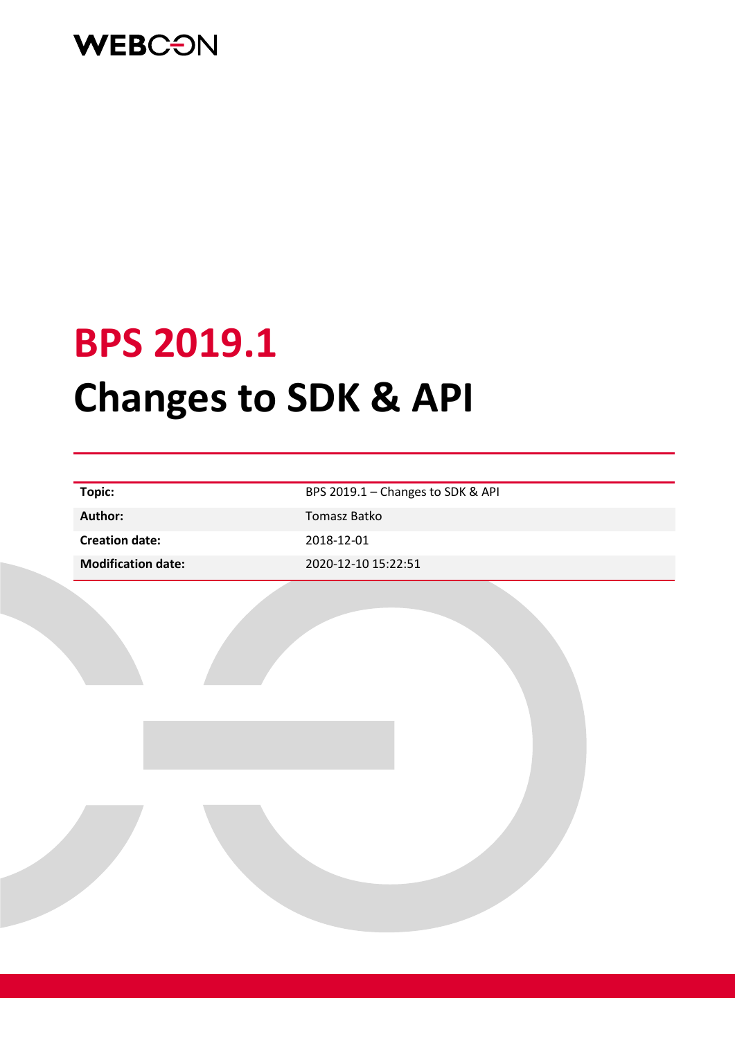WEBCON

# BPS 2019.1

# Changes to SDK & API

| Topic: | BPS 2019.1 – Changes to SDK & API |
| --- | --- |
| Author: | Tomasz Batko |
| Creation date: | 2018-12-01 |
| Modification date: | 2020-12-10 15:22:51 |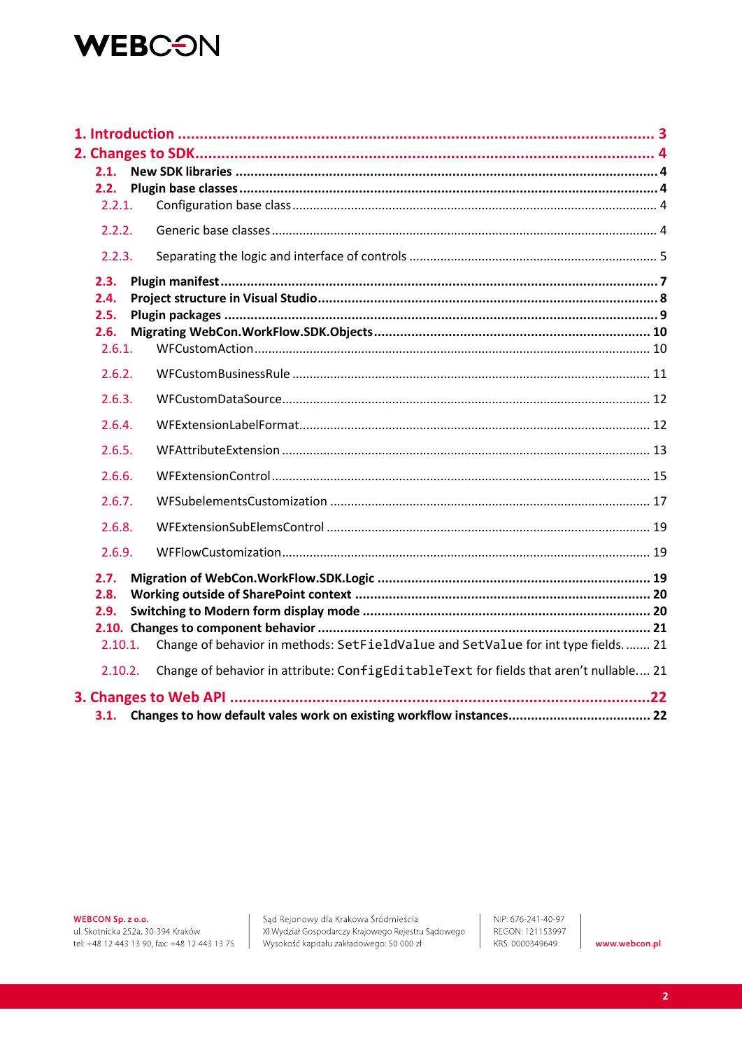- 1. Introduction ........ 3
- 2. Changes to SDK ........ 4
  - **2.1. New SDK libraries ........ 4**
  - **2.2. Plugin base classes ........ 4**
    - 2.2.1. Configuration base class ........ 4
    - 2.2.2. Generic base classes ........ 4
    - 2.2.3. Separating the logic and interface of controls ........ 5
  - **2.3. Plugin manifest ........ 7**
  - **2.4. Project structure in Visual Studio ........ 8**
  - **2.5. Plugin packages ........ 9**
  - **2.6. Migrating WebCon.WorkFlow.SDK.Objects ........ 10**
    - 2.6.1. WFCustomAction ........ 10
    - 2.6.2. WFCustomBusinessRule ........ 11
    - 2.6.3. WFCustomDataSource ........ 12
    - 2.6.4. WFExtensionLabelFormat ........ 12
    - 2.6.5. WFAttributeExtension ........ 13
    - 2.6.6. WFExtensionControl ........ 15
    - 2.6.7. WFSubelementsCustomization ........ 17
    - 2.6.8. WFExtensionSubElemsControl ........ 19
    - 2.6.9. WFFlowCustomization ........ 19
  - **2.7. Migration of WebCon.WorkFlow.SDK.Logic ........ 19**
  - **2.8. Working outside of SharePoint context ........ 20**
  - **2.9. Switching to Modern form display mode ........ 20**
  - **2.10. Changes to component behavior ........ 21**
    - 2.10.1. Change of behavior in methods: `SetFieldValue` and `SetValue` for int type fields. ........ 21
    - 2.10.2. Change of behavior in attribute: `ConfigEditableText` for fields that aren't nullable. ........ 21
- 3. Changes to Web API ........ 22
  - **3.1. Changes to how default vales work on existing workflow instances ........ 22**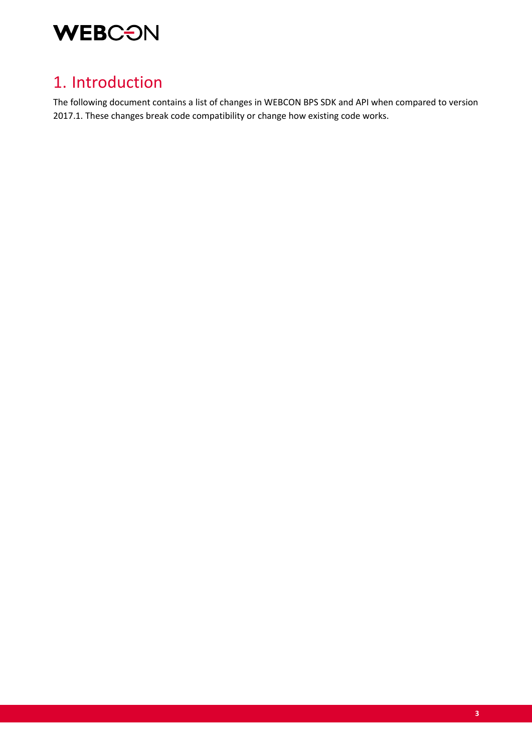# 1. Introduction

The following document contains a list of changes in WEBCON BPS SDK and API when compared to version 2017.1. These changes break code compatibility or change how existing code works.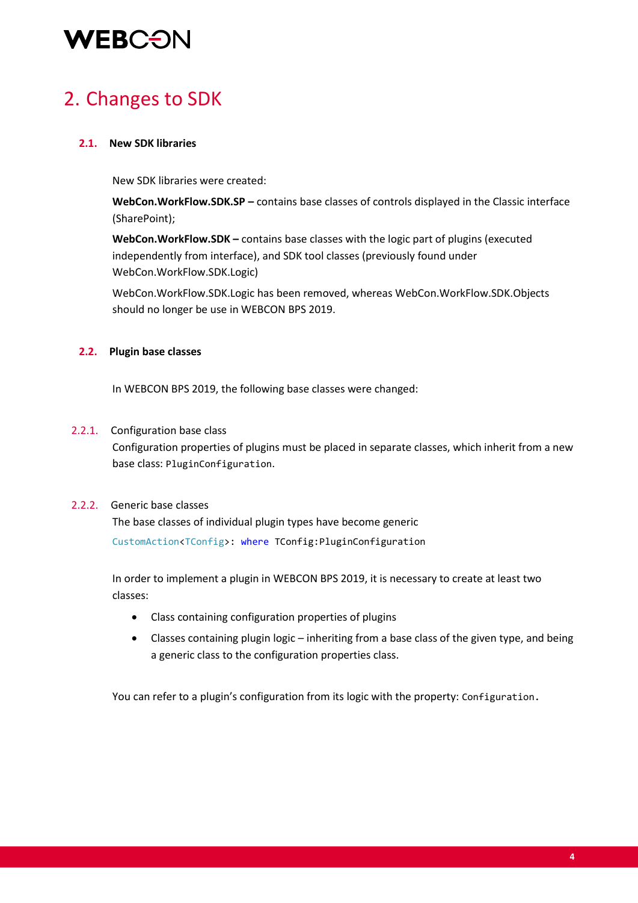# 2. Changes to SDK

## 2.1. New SDK libraries

New SDK libraries were created:

**WebCon.WorkFlow.SDK.SP –** contains base classes of controls displayed in the Classic interface (SharePoint);

**WebCon.WorkFlow.SDK –** contains base classes with the logic part of plugins (executed independently from interface), and SDK tool classes (previously found under WebCon.WorkFlow.SDK.Logic)

WebCon.WorkFlow.SDK.Logic has been removed, whereas WebCon.WorkFlow.SDK.Objects should no longer be use in WEBCON BPS 2019.

## 2.2. Plugin base classes

In WEBCON BPS 2019, the following base classes were changed:

### 2.2.1. Configuration base class

Configuration properties of plugins must be placed in separate classes, which inherit from a new base class: `PluginConfiguration`.

### 2.2.2. Generic base classes

The base classes of individual plugin types have become generic

```
CustomAction<TConfig>: where TConfig:PluginConfiguration
```

In order to implement a plugin in WEBCON BPS 2019, it is necessary to create at least two classes:

- Class containing configuration properties of plugins
- Classes containing plugin logic – inheriting from a base class of the given type, and being a generic class to the configuration properties class.

You can refer to a plugin's configuration from its logic with the property: `Configuration`.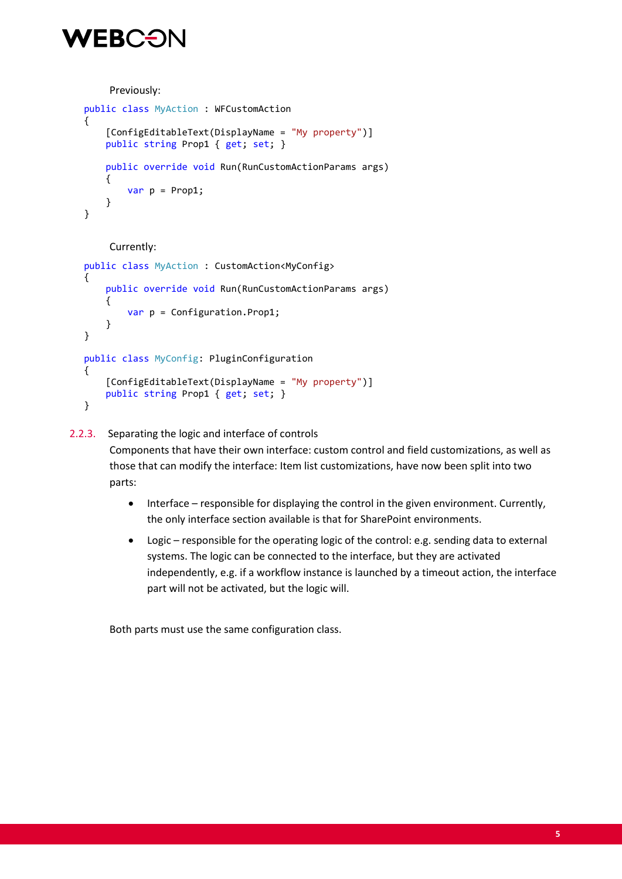Previously:

```
public class MyAction : WFCustomAction
{
    [ConfigEditableText(DisplayName = "My property")]
    public string Prop1 { get; set; }

    public override void Run(RunCustomActionParams args)
    {
        var p = Prop1;
    }
}
```

Currently:

```
public class MyAction : CustomAction<MyConfig>
{
    public override void Run(RunCustomActionParams args)
    {
        var p = Configuration.Prop1;
    }
}

public class MyConfig: PluginConfiguration
{
    [ConfigEditableText(DisplayName = "My property")]
    public string Prop1 { get; set; }
}
```

### 2.2.3. Separating the logic and interface of controls

Components that have their own interface: custom control and field customizations, as well as those that can modify the interface: Item list customizations, have now been split into two parts:

- Interface – responsible for displaying the control in the given environment. Currently, the only interface section available is that for SharePoint environments.
- Logic – responsible for the operating logic of the control: e.g. sending data to external systems. The logic can be connected to the interface, but they are activated independently, e.g. if a workflow instance is launched by a timeout action, the interface part will not be activated, but the logic will.

Both parts must use the same configuration class.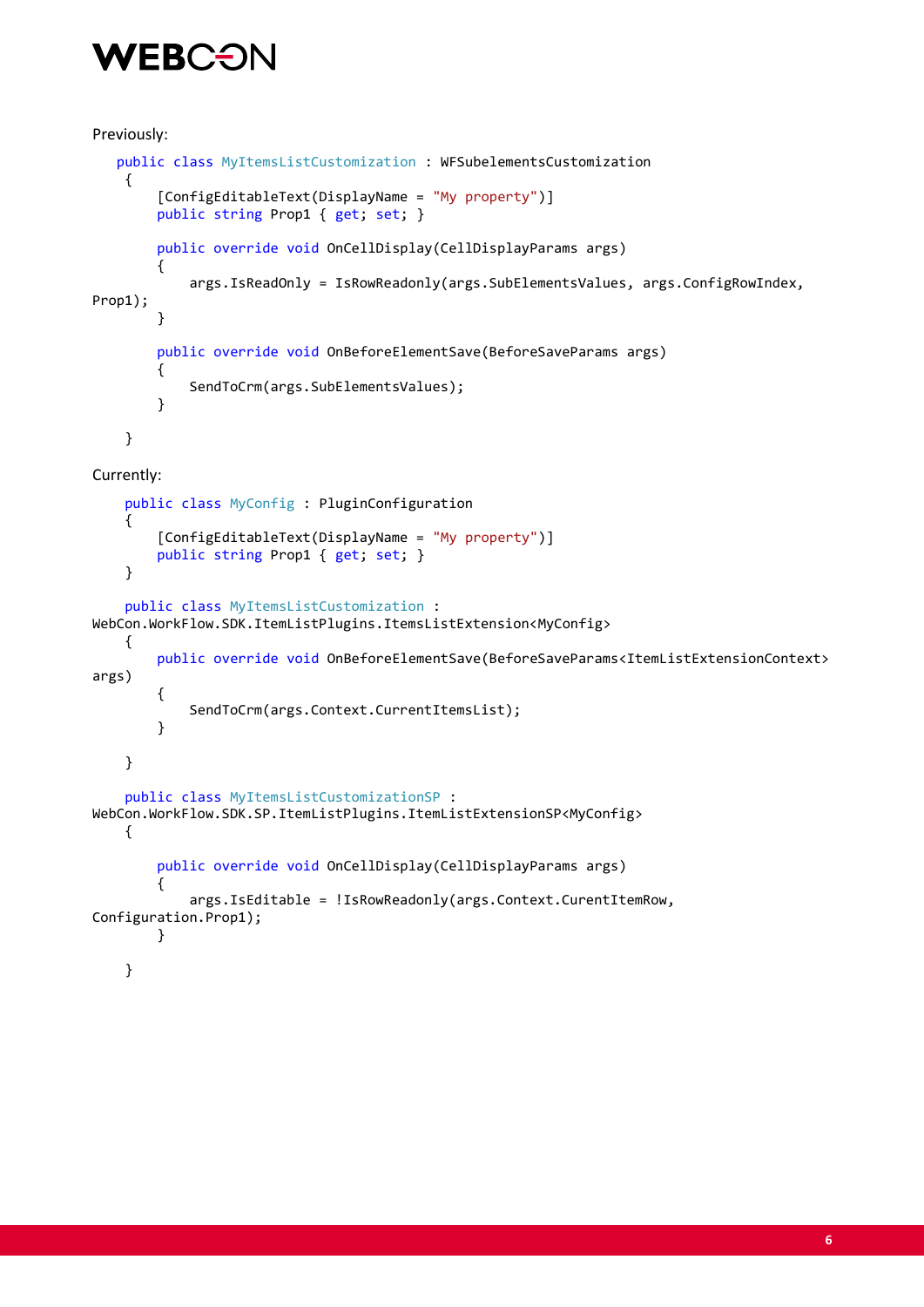Previously:

```
public class MyItemsListCustomization : WFSubelementsCustomization
{
    [ConfigEditableText(DisplayName = "My property")]
    public string Prop1 { get; set; }

    public override void OnCellDisplay(CellDisplayParams args)
    {
        args.IsReadOnly = IsRowReadonly(args.SubElementsValues, args.ConfigRowIndex,
Prop1);
    }

    public override void OnBeforeElementSave(BeforeSaveParams args)
    {
        SendToCrm(args.SubElementsValues);
    }

}
```

Currently:

```
public class MyConfig : PluginConfiguration
{
    [ConfigEditableText(DisplayName = "My property")]
    public string Prop1 { get; set; }
}

public class MyItemsListCustomization :
WebCon.WorkFlow.SDK.ItemListPlugins.ItemsListExtension<MyConfig>
{
    public override void OnBeforeElementSave(BeforeSaveParams<ItemListExtensionContext>
args)
    {
        SendToCrm(args.Context.CurrentItemsList);
    }

}

public class MyItemsListCustomizationSP :
WebCon.WorkFlow.SDK.SP.ItemListPlugins.ItemListExtensionSP<MyConfig>
{

    public override void OnCellDisplay(CellDisplayParams args)
    {
        args.IsEditable = !IsRowReadonly(args.Context.CurentItemRow,
Configuration.Prop1);
    }

}
```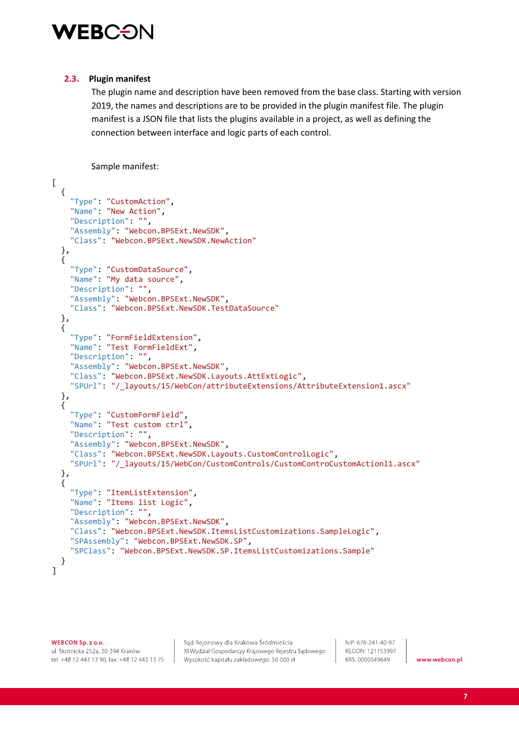### 2.3. Plugin manifest

The plugin name and description have been removed from the base class. Starting with version 2019, the names and descriptions are to be provided in the plugin manifest file. The plugin manifest is a JSON file that lists the plugins available in a project, as well as defining the connection between interface and logic parts of each control.

Sample manifest:

```
[
  {
    "Type": "CustomAction",
    "Name": "New Action",
    "Description": "",
    "Assembly": "Webcon.BPSExt.NewSDK",
    "Class": "Webcon.BPSExt.NewSDK.NewAction"
  },
  {
    "Type": "CustomDataSource",
    "Name": "My data source",
    "Description": "",
    "Assembly": "Webcon.BPSExt.NewSDK",
    "Class": "Webcon.BPSExt.NewSDK.TestDataSource"
  },
  {
    "Type": "FormFieldExtension",
    "Name": "Test FormFieldExt",
    "Description": "",
    "Assembly": "Webcon.BPSExt.NewSDK",
    "Class": "Webcon.BPSExt.NewSDK.Layouts.AttExtLogic",
    "SPUrl": "/_layouts/15/WebCon/attributeExtensions/AttributeExtension1.ascx"
  },
  {
    "Type": "CustomFormField",
    "Name": "Test custom ctrl",
    "Description": "",
    "Assembly": "Webcon.BPSExt.NewSDK",
    "Class": "Webcon.BPSExt.NewSDK.Layouts.CustomControlLogic",
    "SPUrl": "/_layouts/15/WebCon/CustomControls/CustomControCustomActionl1.ascx"
  },
  {
    "Type": "ItemListExtension",
    "Name": "Items list Logic",
    "Description": "",
    "Assembly": "Webcon.BPSExt.NewSDK",
    "Class": "Webcon.BPSExt.NewSDK.ItemsListCustomizations.SampleLogic",
    "SPAssembly": "Webcon.BPSExt.NewSDK.SP",
    "SPClass": "Webcon.BPSExt.NewSDK.SP.ItemsListCustomizations.Sample"
  }
]
```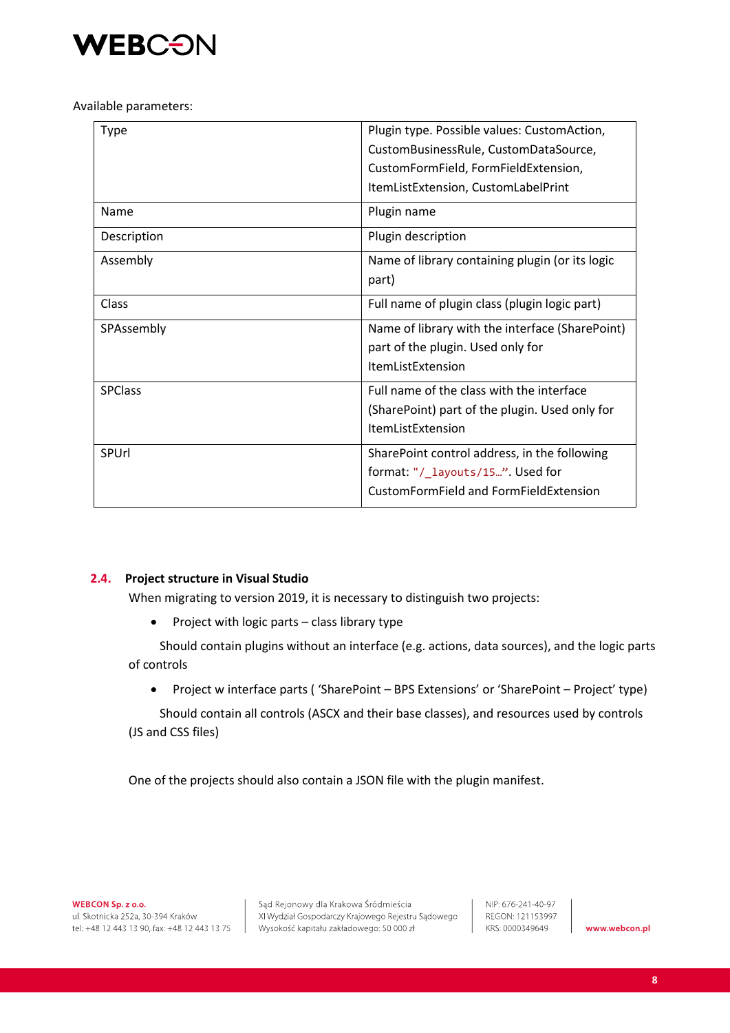Available parameters:

| Type | Plugin type. Possible values: CustomAction, CustomBusinessRule, CustomDataSource, CustomFormField, FormFieldExtension, ItemListExtension, CustomLabelPrint |
|---|---|
| Name | Plugin name |
| Description | Plugin description |
| Assembly | Name of library containing plugin (or its logic part) |
| Class | Full name of plugin class (plugin logic part) |
| SPAssembly | Name of library with the interface (SharePoint) part of the plugin. Used only for ItemListExtension |
| SPClass | Full name of the class with the interface (SharePoint) part of the plugin. Used only for ItemListExtension |
| SPUrl | SharePoint control address, in the following format: `"/_layouts/15…"`. Used for CustomFormField and FormFieldExtension |

### 2.4. Project structure in Visual Studio

When migrating to version 2019, it is necessary to distinguish two projects:

- Project with logic parts – class library type

  Should contain plugins without an interface (e.g. actions, data sources), and the logic parts of controls

- Project w interface parts ( 'SharePoint – BPS Extensions' or 'SharePoint – Project' type)

  Should contain all controls (ASCX and their base classes), and resources used by controls (JS and CSS files)

One of the projects should also contain a JSON file with the plugin manifest.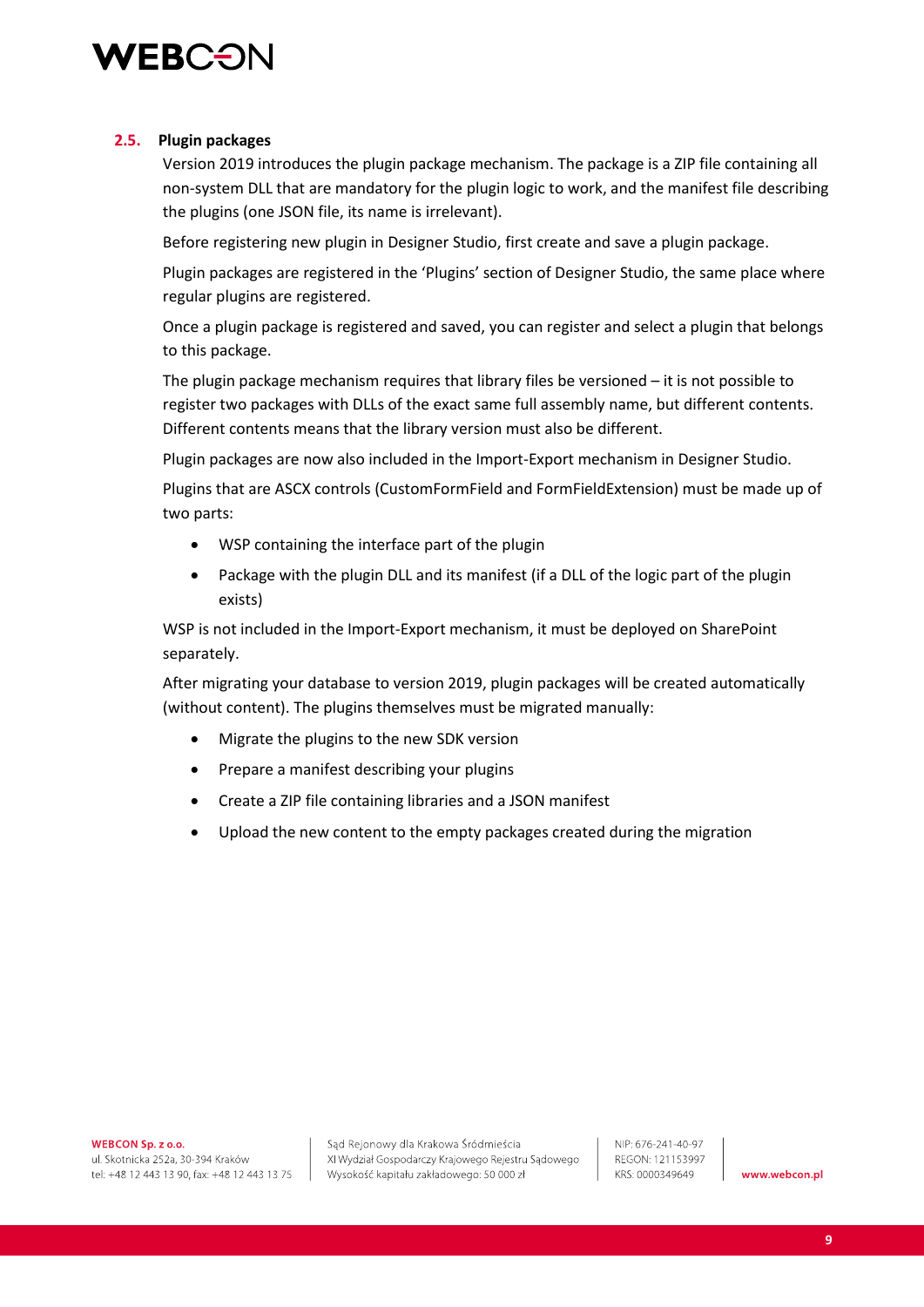## 2.5. Plugin packages

Version 2019 introduces the plugin package mechanism. The package is a ZIP file containing all non-system DLL that are mandatory for the plugin logic to work, and the manifest file describing the plugins (one JSON file, its name is irrelevant).

Before registering new plugin in Designer Studio, first create and save a plugin package.

Plugin packages are registered in the 'Plugins' section of Designer Studio, the same place where regular plugins are registered.

Once a plugin package is registered and saved, you can register and select a plugin that belongs to this package.

The plugin package mechanism requires that library files be versioned – it is not possible to register two packages with DLLs of the exact same full assembly name, but different contents. Different contents means that the library version must also be different.

Plugin packages are now also included in the Import-Export mechanism in Designer Studio.

Plugins that are ASCX controls (CustomFormField and FormFieldExtension) must be made up of two parts:

- WSP containing the interface part of the plugin
- Package with the plugin DLL and its manifest (if a DLL of the logic part of the plugin exists)

WSP is not included in the Import-Export mechanism, it must be deployed on SharePoint separately.

After migrating your database to version 2019, plugin packages will be created automatically (without content). The plugins themselves must be migrated manually:

- Migrate the plugins to the new SDK version
- Prepare a manifest describing your plugins
- Create a ZIP file containing libraries and a JSON manifest
- Upload the new content to the empty packages created during the migration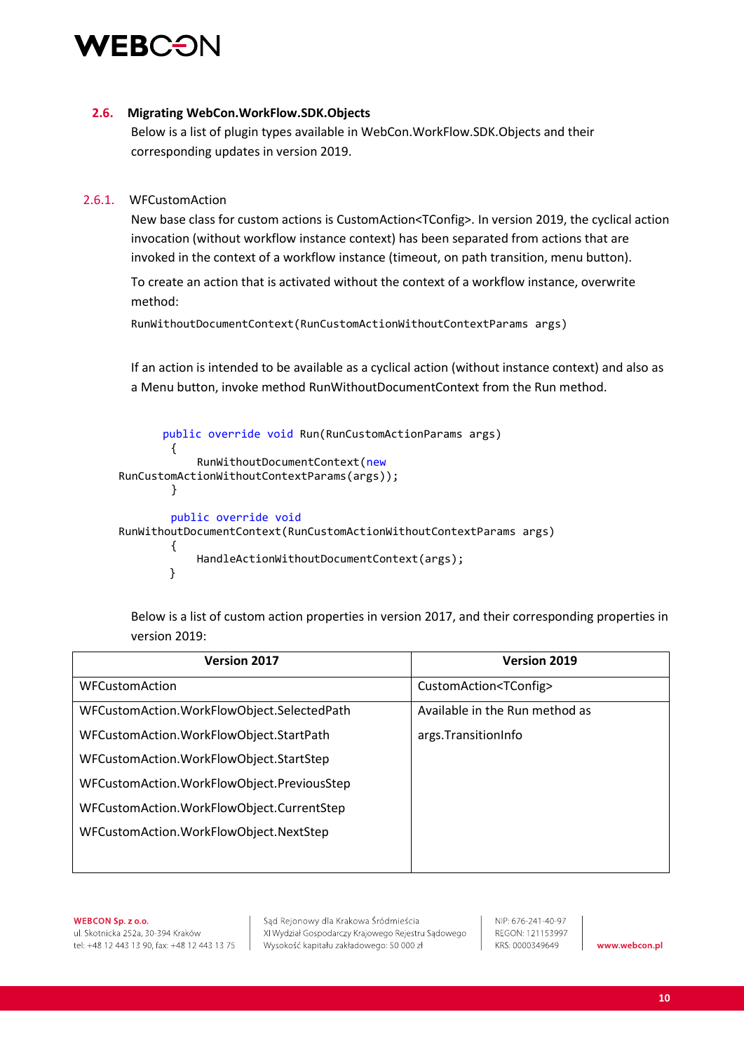## 2.6. Migrating WebCon.WorkFlow.SDK.Objects

Below is a list of plugin types available in WebCon.WorkFlow.SDK.Objects and their corresponding updates in version 2019.

### 2.6.1. WFCustomAction

New base class for custom actions is CustomAction<TConfig>. In version 2019, the cyclical action invocation (without workflow instance context) has been separated from actions that are invoked in the context of a workflow instance (timeout, on path transition, menu button).

To create an action that is activated without the context of a workflow instance, overwrite method:

```
RunWithoutDocumentContext(RunCustomActionWithoutContextParams args)
```

If an action is intended to be available as a cyclical action (without instance context) and also as a Menu button, invoke method RunWithoutDocumentContext from the Run method.

```
        public override void Run(RunCustomActionParams args)
        {
            RunWithoutDocumentContext(new
RunCustomActionWithoutContextParams(args));
        }

        public override void
RunWithoutDocumentContext(RunCustomActionWithoutContextParams args)
        {
            HandleActionWithoutDocumentContext(args);
        }
```

Below is a list of custom action properties in version 2017, and their corresponding properties in version 2019:

| Version 2017 | Version 2019 |
|---|---|
| WFCustomAction | CustomAction<TConfig> |
| WFCustomAction.WorkFlowObject.SelectedPath<br>WFCustomAction.WorkFlowObject.StartPath<br>WFCustomAction.WorkFlowObject.StartStep<br>WFCustomAction.WorkFlowObject.PreviousStep<br>WFCustomAction.WorkFlowObject.CurrentStep<br>WFCustomAction.WorkFlowObject.NextStep | Available in the Run method as<br>args.TransitionInfo |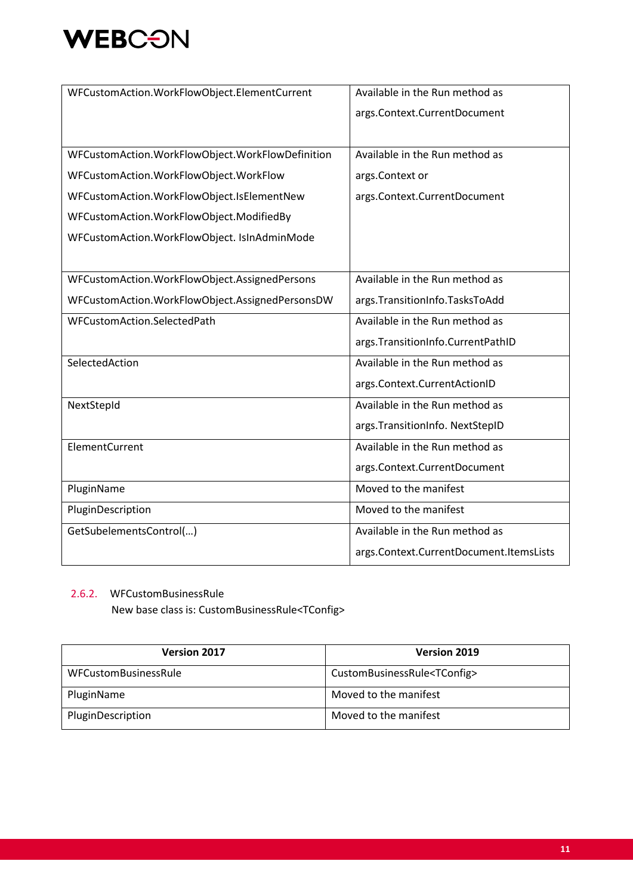| | |
|---|---|
| WFCustomAction.WorkFlowObject.ElementCurrent | Available in the Run method as args.Context.CurrentDocument |
| WFCustomAction.WorkFlowObject.WorkFlowDefinition<br>WFCustomAction.WorkFlowObject.WorkFlow<br>WFCustomAction.WorkFlowObject.IsElementNew<br>WFCustomAction.WorkFlowObject.ModifiedBy<br>WFCustomAction.WorkFlowObject. IsInAdminMode | Available in the Run method as args.Context or args.Context.CurrentDocument |
| WFCustomAction.WorkFlowObject.AssignedPersons<br>WFCustomAction.WorkFlowObject.AssignedPersonsDW | Available in the Run method as args.TransitionInfo.TasksToAdd |
| WFCustomAction.SelectedPath | Available in the Run method as args.TransitionInfo.CurrentPathID |
| SelectedAction | Available in the Run method as args.Context.CurrentActionID |
| NextStepId | Available in the Run method as args.TransitionInfo. NextStepID |
| ElementCurrent | Available in the Run method as args.Context.CurrentDocument |
| PluginName | Moved to the manifest |
| PluginDescription | Moved to the manifest |
| GetSubelementsControl(…) | Available in the Run method as args.Context.CurrentDocument.ItemsLists |

### 2.6.2. WFCustomBusinessRule

New base class is: CustomBusinessRule<TConfig>

| Version 2017 | Version 2019 |
|---|---|
| WFCustomBusinessRule | CustomBusinessRule<TConfig> |
| PluginName | Moved to the manifest |
| PluginDescription | Moved to the manifest |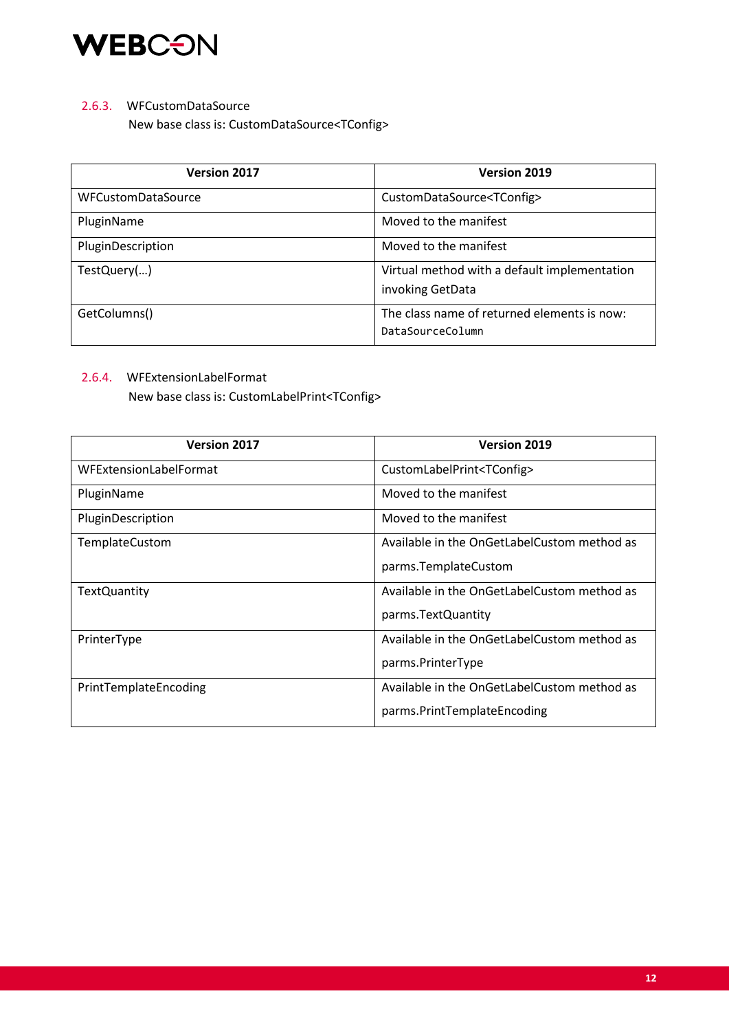### 2.6.3. WFCustomDataSource

New base class is: CustomDataSource<TConfig>

| Version 2017 | Version 2019 |
|---|---|
| WFCustomDataSource | CustomDataSource<TConfig> |
| PluginName | Moved to the manifest |
| PluginDescription | Moved to the manifest |
| TestQuery(…) | Virtual method with a default implementation invoking GetData |
| GetColumns() | The class name of returned elements is now: `DataSourceColumn` |

### 2.6.4. WFExtensionLabelFormat

New base class is: CustomLabelPrint<TConfig>

| Version 2017 | Version 2019 |
|---|---|
| WFExtensionLabelFormat | CustomLabelPrint<TConfig> |
| PluginName | Moved to the manifest |
| PluginDescription | Moved to the manifest |
| TemplateCustom | Available in the OnGetLabelCustom method as parms.TemplateCustom |
| TextQuantity | Available in the OnGetLabelCustom method as parms.TextQuantity |
| PrinterType | Available in the OnGetLabelCustom method as parms.PrinterType |
| PrintTemplateEncoding | Available in the OnGetLabelCustom method as parms.PrintTemplateEncoding |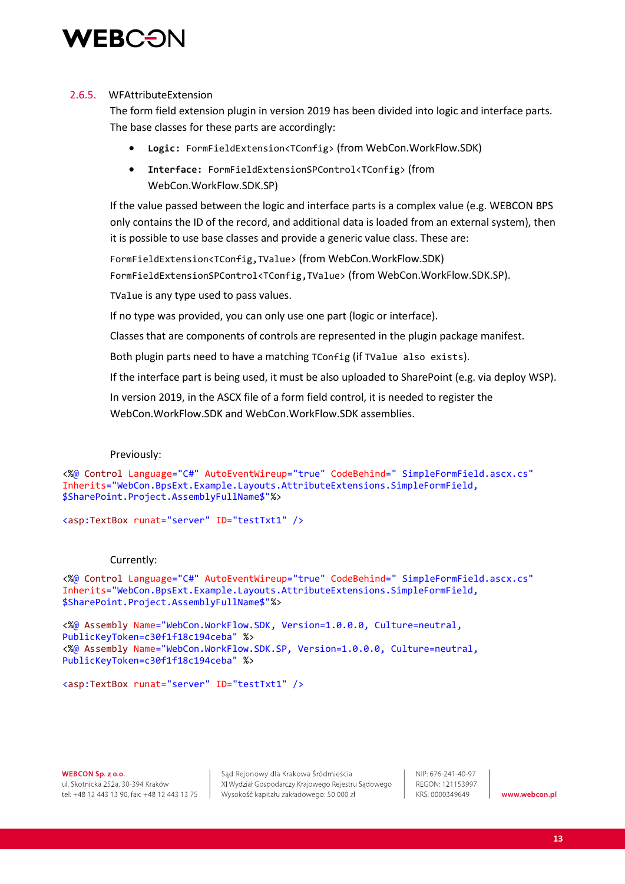#### 2.6.5. WFAttributeExtension

The form field extension plugin in version 2019 has been divided into logic and interface parts. The base classes for these parts are accordingly:

- **`Logic:`** `FormFieldExtension<TConfig>` (from WebCon.WorkFlow.SDK)
- **`Interface:`** `FormFieldExtensionSPControl<TConfig>` (from WebCon.WorkFlow.SDK.SP)

If the value passed between the logic and interface parts is a complex value (e.g. WEBCON BPS only contains the ID of the record, and additional data is loaded from an external system), then it is possible to use base classes and provide a generic value class. These are:

`FormFieldExtension<TConfig,TValue>` (from WebCon.WorkFlow.SDK)
`FormFieldExtensionSPControl<TConfig,TValue>` (from WebCon.WorkFlow.SDK.SP).

`TValue` is any type used to pass values.

If no type was provided, you can only use one part (logic or interface).

Classes that are components of controls are represented in the plugin package manifest.

Both plugin parts need to have a matching `TConfig` (if `TValue also exists`).

If the interface part is being used, it must be also uploaded to SharePoint (e.g. via deploy WSP).

In version 2019, in the ASCX file of a form field control, it is needed to register the WebCon.WorkFlow.SDK and WebCon.WorkFlow.SDK assemblies.

Previously:

```
<%@ Control Language="C#" AutoEventWireup="true" CodeBehind=" SimpleFormField.ascx.cs"
Inherits="WebCon.BpsExt.Example.Layouts.AttributeExtensions.SimpleFormField,
$SharePoint.Project.AssemblyFullName$"%>

<asp:TextBox runat="server" ID="testTxt1" />
```

Currently:

```
<%@ Control Language="C#" AutoEventWireup="true" CodeBehind=" SimpleFormField.ascx.cs"
Inherits="WebCon.BpsExt.Example.Layouts.AttributeExtensions.SimpleFormField,
$SharePoint.Project.AssemblyFullName$"%>

<%@ Assembly Name="WebCon.WorkFlow.SDK, Version=1.0.0.0, Culture=neutral,
PublicKeyToken=c30f1f18c194ceba" %>
<%@ Assembly Name="WebCon.WorkFlow.SDK.SP, Version=1.0.0.0, Culture=neutral,
PublicKeyToken=c30f1f18c194ceba" %>

<asp:TextBox runat="server" ID="testTxt1" />
```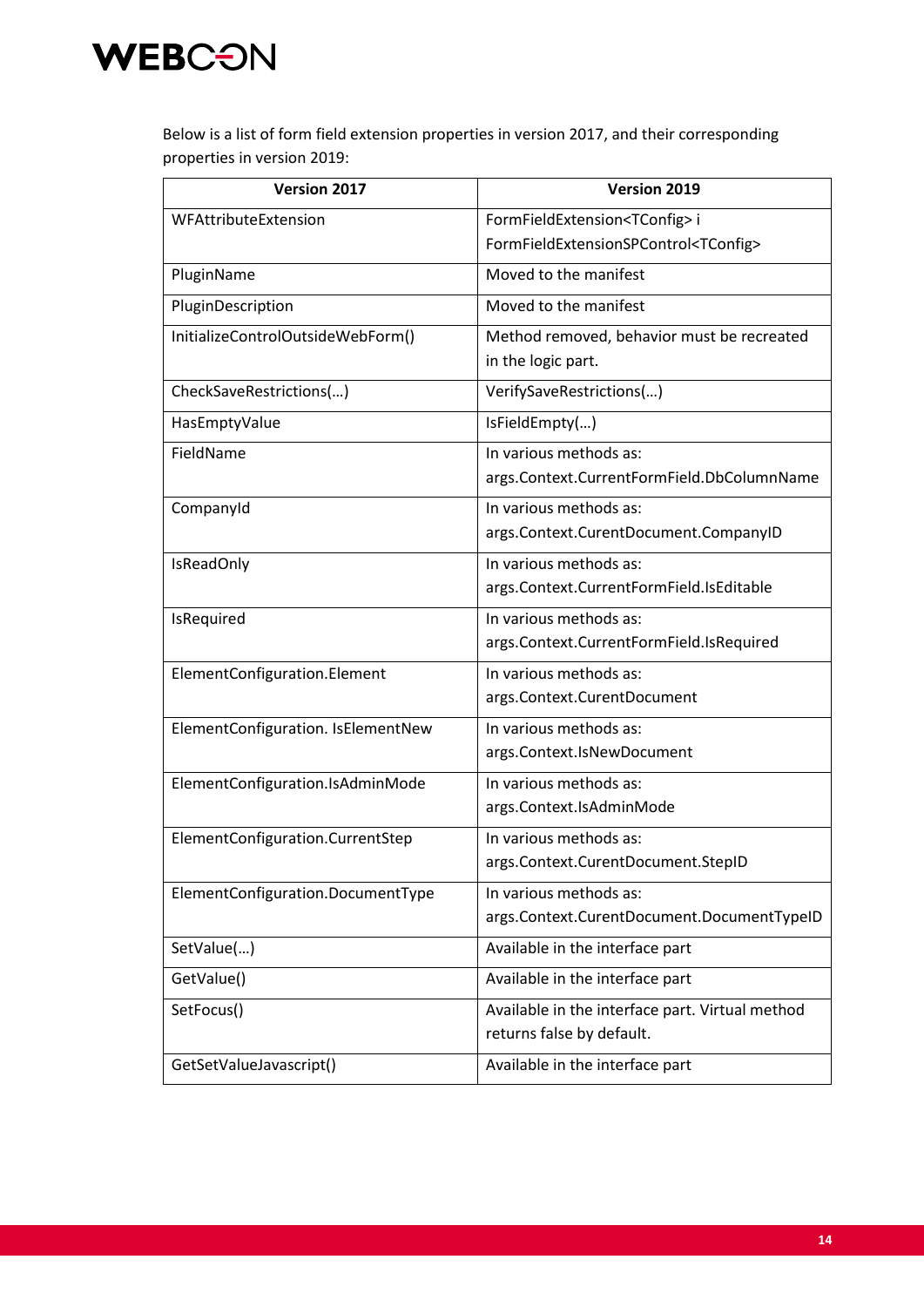Below is a list of form field extension properties in version 2017, and their corresponding properties in version 2019:

| Version 2017 | Version 2019 |
|---|---|
| WFAttributeExtension | FormFieldExtension<TConfig> i FormFieldExtensionSPControl<TConfig> |
| PluginName | Moved to the manifest |
| PluginDescription | Moved to the manifest |
| InitializeControlOutsideWebForm() | Method removed, behavior must be recreated in the logic part. |
| CheckSaveRestrictions(…) | VerifySaveRestrictions(…) |
| HasEmptyValue | IsFieldEmpty(…) |
| FieldName | In various methods as: args.Context.CurrentFormField.DbColumnName |
| CompanyId | In various methods as: args.Context.CurentDocument.CompanyID |
| IsReadOnly | In various methods as: args.Context.CurrentFormField.IsEditable |
| IsRequired | In various methods as: args.Context.CurrentFormField.IsRequired |
| ElementConfiguration.Element | In various methods as: args.Context.CurentDocument |
| ElementConfiguration. IsElementNew | In various methods as: args.Context.IsNewDocument |
| ElementConfiguration.IsAdminMode | In various methods as: args.Context.IsAdminMode |
| ElementConfiguration.CurrentStep | In various methods as: args.Context.CurentDocument.StepID |
| ElementConfiguration.DocumentType | In various methods as: args.Context.CurentDocument.DocumentTypeID |
| SetValue(…) | Available in the interface part |
| GetValue() | Available in the interface part |
| SetFocus() | Available in the interface part. Virtual method returns false by default. |
| GetSetValueJavascript() | Available in the interface part |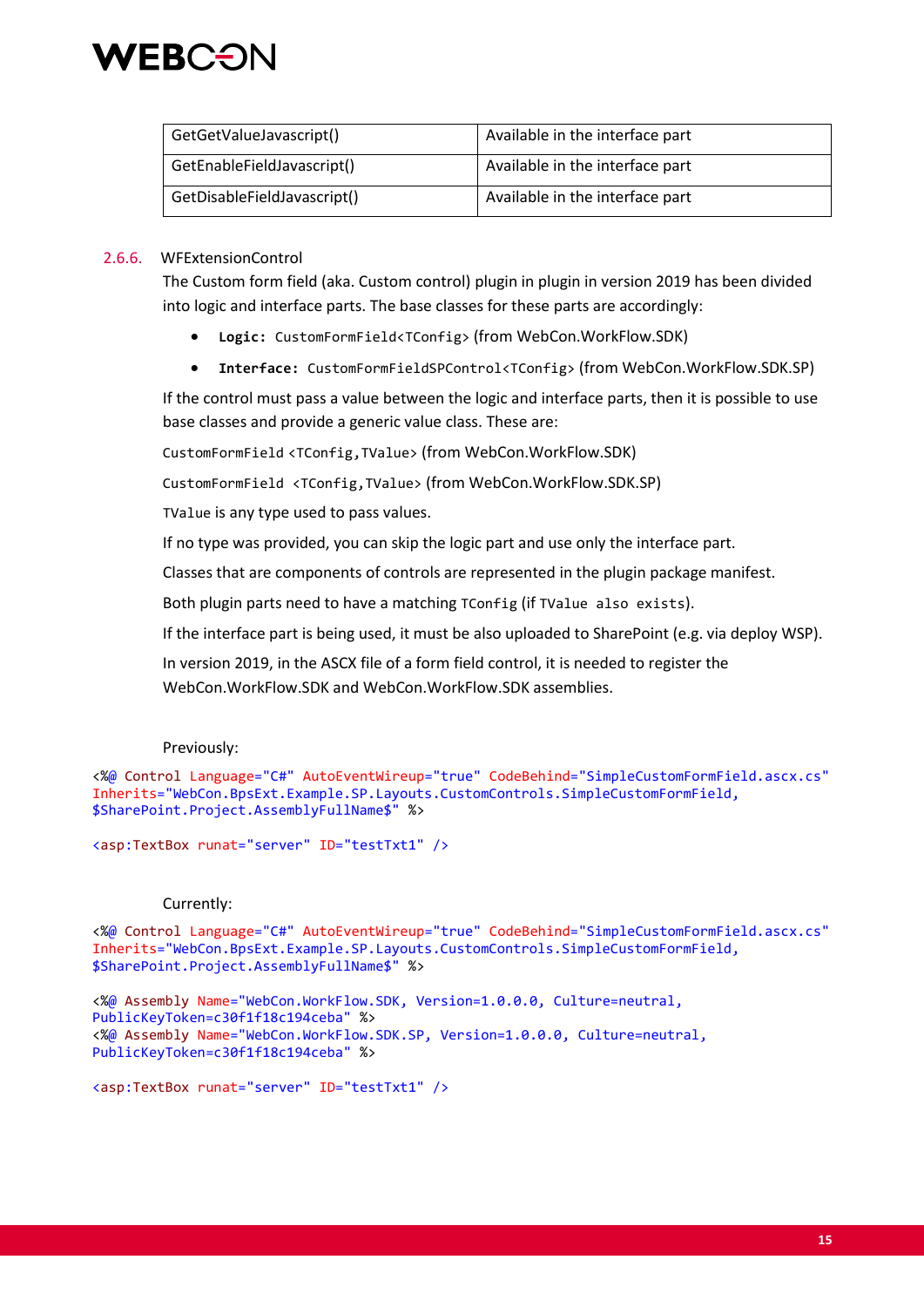| GetGetValueJavascript() | Available in the interface part |
| --- | --- |
| GetEnableFieldJavascript() | Available in the interface part |
| GetDisableFieldJavascript() | Available in the interface part |

### 2.6.6. WFExtensionControl

The Custom form field (aka. Custom control) plugin in plugin in version 2019 has been divided into logic and interface parts. The base classes for these parts are accordingly:

- **Logic:** `CustomFormField<TConfig>` (from WebCon.WorkFlow.SDK)
- **Interface:** `CustomFormFieldSPControl<TConfig>` (from WebCon.WorkFlow.SDK.SP)

If the control must pass a value between the logic and interface parts, then it is possible to use base classes and provide a generic value class. These are:

`CustomFormField <TConfig,TValue>` (from WebCon.WorkFlow.SDK)

`CustomFormField <TConfig,TValue>` (from WebCon.WorkFlow.SDK.SP)

`TValue` is any type used to pass values.

If no type was provided, you can skip the logic part and use only the interface part.

Classes that are components of controls are represented in the plugin package manifest.

Both plugin parts need to have a matching `TConfig` (if `TValue also exists`).

If the interface part is being used, it must be also uploaded to SharePoint (e.g. via deploy WSP).

In version 2019, in the ASCX file of a form field control, it is needed to register the WebCon.WorkFlow.SDK and WebCon.WorkFlow.SDK assemblies.

Previously:

```
<%@ Control Language="C#" AutoEventWireup="true" CodeBehind="SimpleCustomFormField.ascx.cs"
Inherits="WebCon.BpsExt.Example.SP.Layouts.CustomControls.SimpleCustomFormField,
$SharePoint.Project.AssemblyFullName$" %>

<asp:TextBox runat="server" ID="testTxt1" />
```

Currently:

```
<%@ Control Language="C#" AutoEventWireup="true" CodeBehind="SimpleCustomFormField.ascx.cs"
Inherits="WebCon.BpsExt.Example.SP.Layouts.CustomControls.SimpleCustomFormField,
$SharePoint.Project.AssemblyFullName$" %>

<%@ Assembly Name="WebCon.WorkFlow.SDK, Version=1.0.0.0, Culture=neutral,
PublicKeyToken=c30f1f18c194ceba" %>
<%@ Assembly Name="WebCon.WorkFlow.SDK.SP, Version=1.0.0.0, Culture=neutral,
PublicKeyToken=c30f1f18c194ceba" %>

<asp:TextBox runat="server" ID="testTxt1" />
```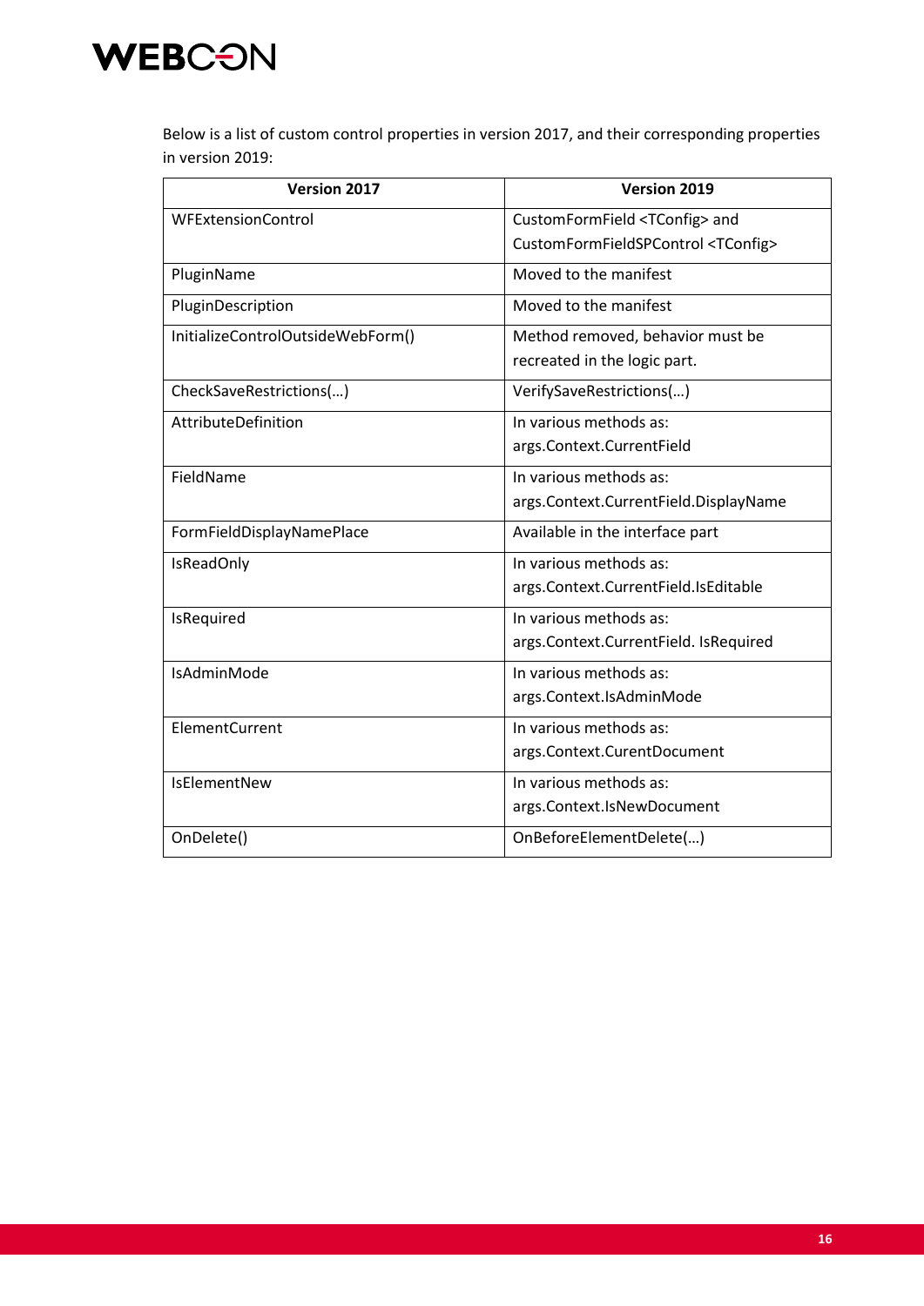Below is a list of custom control properties in version 2017, and their corresponding properties in version 2019:

| Version 2017 | Version 2019 |
| --- | --- |
| WFExtensionControl | CustomFormField <TConfig> and CustomFormFieldSPControl <TConfig> |
| PluginName | Moved to the manifest |
| PluginDescription | Moved to the manifest |
| InitializeControlOutsideWebForm() | Method removed, behavior must be recreated in the logic part. |
| CheckSaveRestrictions(…) | VerifySaveRestrictions(…) |
| AttributeDefinition | In various methods as: args.Context.CurrentField |
| FieldName | In various methods as: args.Context.CurrentField.DisplayName |
| FormFieldDisplayNamePlace | Available in the interface part |
| IsReadOnly | In various methods as: args.Context.CurrentField.IsEditable |
| IsRequired | In various methods as: args.Context.CurrentField. IsRequired |
| IsAdminMode | In various methods as: args.Context.IsAdminMode |
| ElementCurrent | In various methods as: args.Context.CurentDocument |
| IsElementNew | In various methods as: args.Context.IsNewDocument |
| OnDelete() | OnBeforeElementDelete(…) |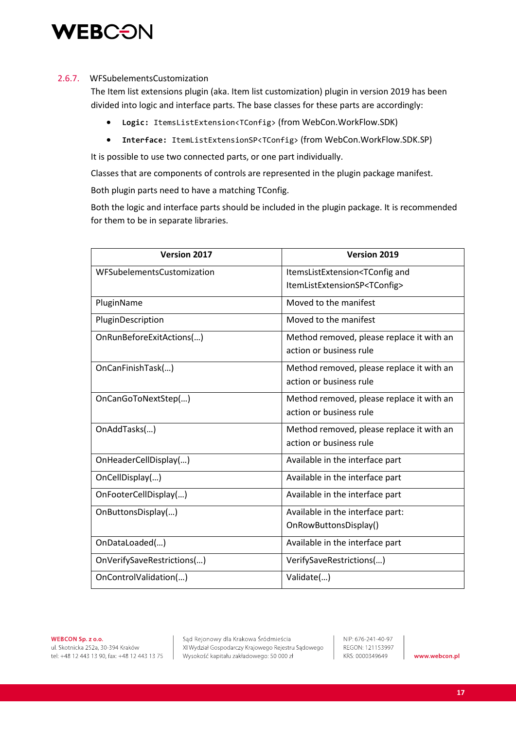### 2.6.7. WFSubelementsCustomization

The Item list extensions plugin (aka. Item list customization) plugin in version 2019 has been divided into logic and interface parts. The base classes for these parts are accordingly:

- **Logic:** `ItemsListExtension<TConfig>` (from WebCon.WorkFlow.SDK)
- **Interface:** `ItemListExtensionSP<TConfig>` (from WebCon.WorkFlow.SDK.SP)

It is possible to use two connected parts, or one part individually.

Classes that are components of controls are represented in the plugin package manifest.

Both plugin parts need to have a matching TConfig.

Both the logic and interface parts should be included in the plugin package. It is recommended for them to be in separate libraries.

| Version 2017 | Version 2019 |
|---|---|
| WFSubelementsCustomization | ItemsListExtension<TConfig and ItemListExtensionSP<TConfig> |
| PluginName | Moved to the manifest |
| PluginDescription | Moved to the manifest |
| OnRunBeforeExitActions(…) | Method removed, please replace it with an action or business rule |
| OnCanFinishTask(…) | Method removed, please replace it with an action or business rule |
| OnCanGoToNextStep(…) | Method removed, please replace it with an action or business rule |
| OnAddTasks(…) | Method removed, please replace it with an action or business rule |
| OnHeaderCellDisplay(…) | Available in the interface part |
| OnCellDisplay(…) | Available in the interface part |
| OnFooterCellDisplay(…) | Available in the interface part |
| OnButtonsDisplay(…) | Available in the interface part: OnRowButtonsDisplay() |
| OnDataLoaded(…) | Available in the interface part |
| OnVerifySaveRestrictions(…) | VerifySaveRestrictions(…) |
| OnControlValidation(…) | Validate(…) |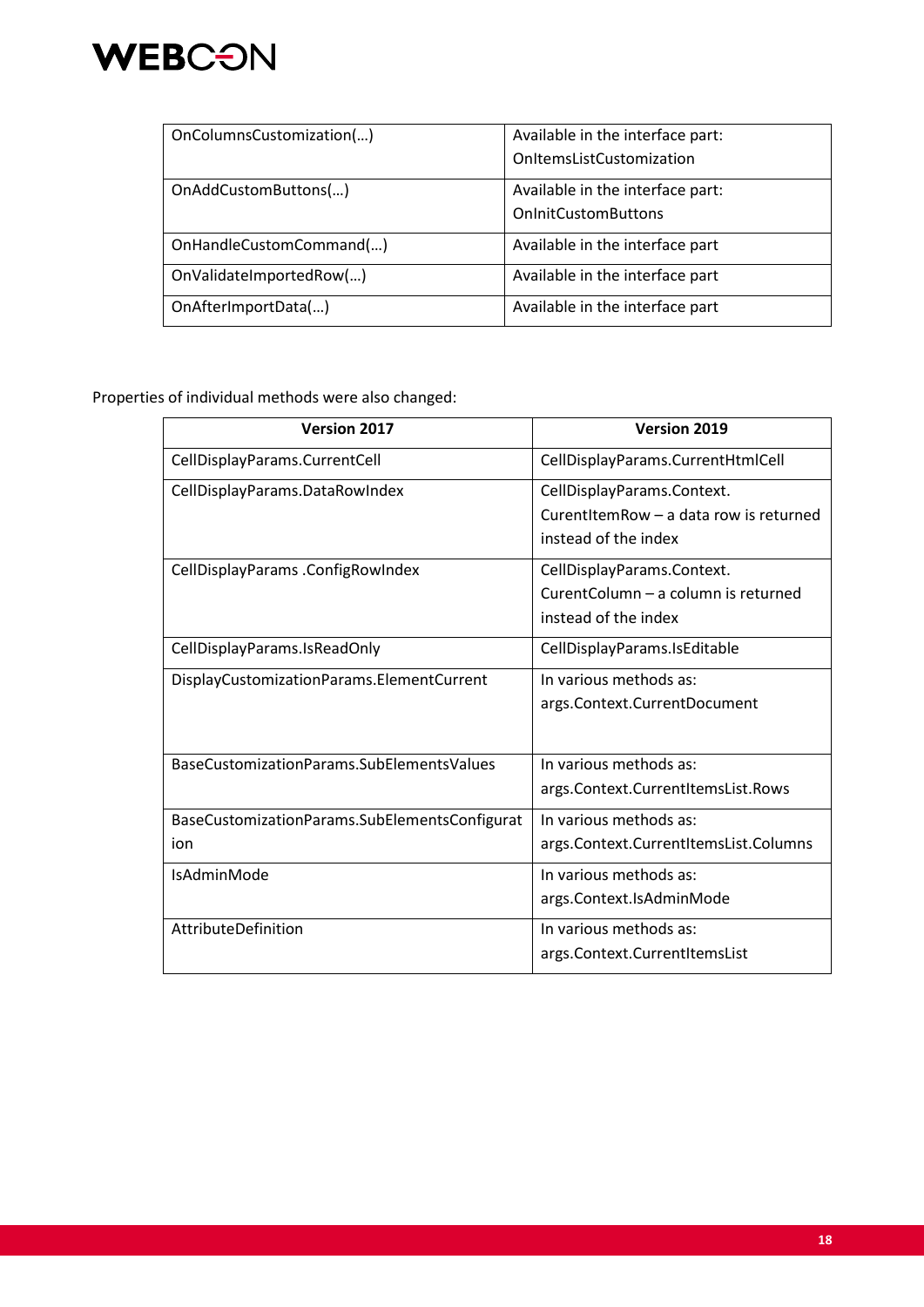| OnColumnsCustomization(…) | Available in the interface part: OnItemsListCustomization |
|---|---|
| OnAddCustomButtons(…) | Available in the interface part: OnInitCustomButtons |
| OnHandleCustomCommand(…) | Available in the interface part |
| OnValidateImportedRow(…) | Available in the interface part |
| OnAfterImportData(…) | Available in the interface part |

Properties of individual methods were also changed:

| Version 2017 | Version 2019 |
|---|---|
| CellDisplayParams.CurrentCell | CellDisplayParams.CurrentHtmlCell |
| CellDisplayParams.DataRowIndex | CellDisplayParams.Context. CurentItemRow – a data row is returned instead of the index |
| CellDisplayParams .ConfigRowIndex | CellDisplayParams.Context. CurentColumn – a column is returned instead of the index |
| CellDisplayParams.IsReadOnly | CellDisplayParams.IsEditable |
| DisplayCustomizationParams.ElementCurrent | In various methods as: args.Context.CurrentDocument |
| BaseCustomizationParams.SubElementsValues | In various methods as: args.Context.CurrentItemsList.Rows |
| BaseCustomizationParams.SubElementsConfiguration | In various methods as: args.Context.CurrentItemsList.Columns |
| IsAdminMode | In various methods as: args.Context.IsAdminMode |
| AttributeDefinition | In various methods as: args.Context.CurrentItemsList |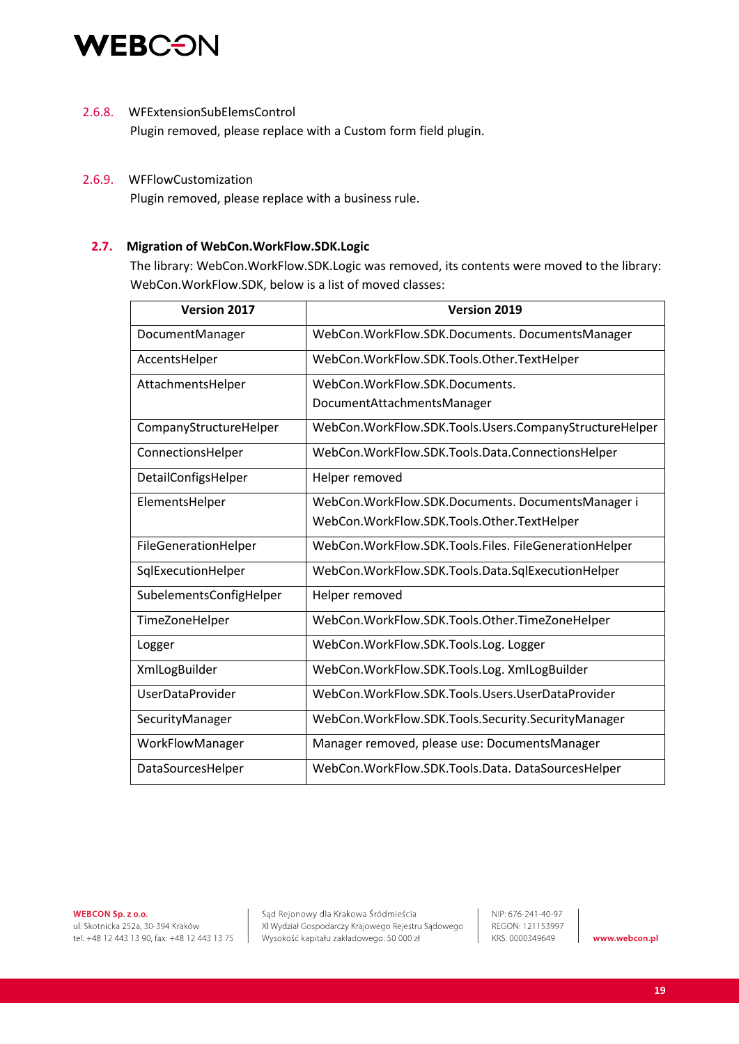#### 2.6.8. WFExtensionSubElemsControl

Plugin removed, please replace with a Custom form field plugin.

#### 2.6.9. WFFlowCustomization

Plugin removed, please replace with a business rule.

### 2.7. Migration of WebCon.WorkFlow.SDK.Logic

The library: WebCon.WorkFlow.SDK.Logic was removed, its contents were moved to the library: WebCon.WorkFlow.SDK, below is a list of moved classes:

| Version 2017 | Version 2019 |
|---|---|
| DocumentManager | WebCon.WorkFlow.SDK.Documents. DocumentsManager |
| AccentsHelper | WebCon.WorkFlow.SDK.Tools.Other.TextHelper |
| AttachmentsHelper | WebCon.WorkFlow.SDK.Documents. DocumentAttachmentsManager |
| CompanyStructureHelper | WebCon.WorkFlow.SDK.Tools.Users.CompanyStructureHelper |
| ConnectionsHelper | WebCon.WorkFlow.SDK.Tools.Data.ConnectionsHelper |
| DetailConfigsHelper | Helper removed |
| ElementsHelper | WebCon.WorkFlow.SDK.Documents. DocumentsManager i WebCon.WorkFlow.SDK.Tools.Other.TextHelper |
| FileGenerationHelper | WebCon.WorkFlow.SDK.Tools.Files. FileGenerationHelper |
| SqlExecutionHelper | WebCon.WorkFlow.SDK.Tools.Data.SqlExecutionHelper |
| SubelementsConfigHelper | Helper removed |
| TimeZoneHelper | WebCon.WorkFlow.SDK.Tools.Other.TimeZoneHelper |
| Logger | WebCon.WorkFlow.SDK.Tools.Log. Logger |
| XmlLogBuilder | WebCon.WorkFlow.SDK.Tools.Log. XmlLogBuilder |
| UserDataProvider | WebCon.WorkFlow.SDK.Tools.Users.UserDataProvider |
| SecurityManager | WebCon.WorkFlow.SDK.Tools.Security.SecurityManager |
| WorkFlowManager | Manager removed, please use: DocumentsManager |
| DataSourcesHelper | WebCon.WorkFlow.SDK.Tools.Data. DataSourcesHelper |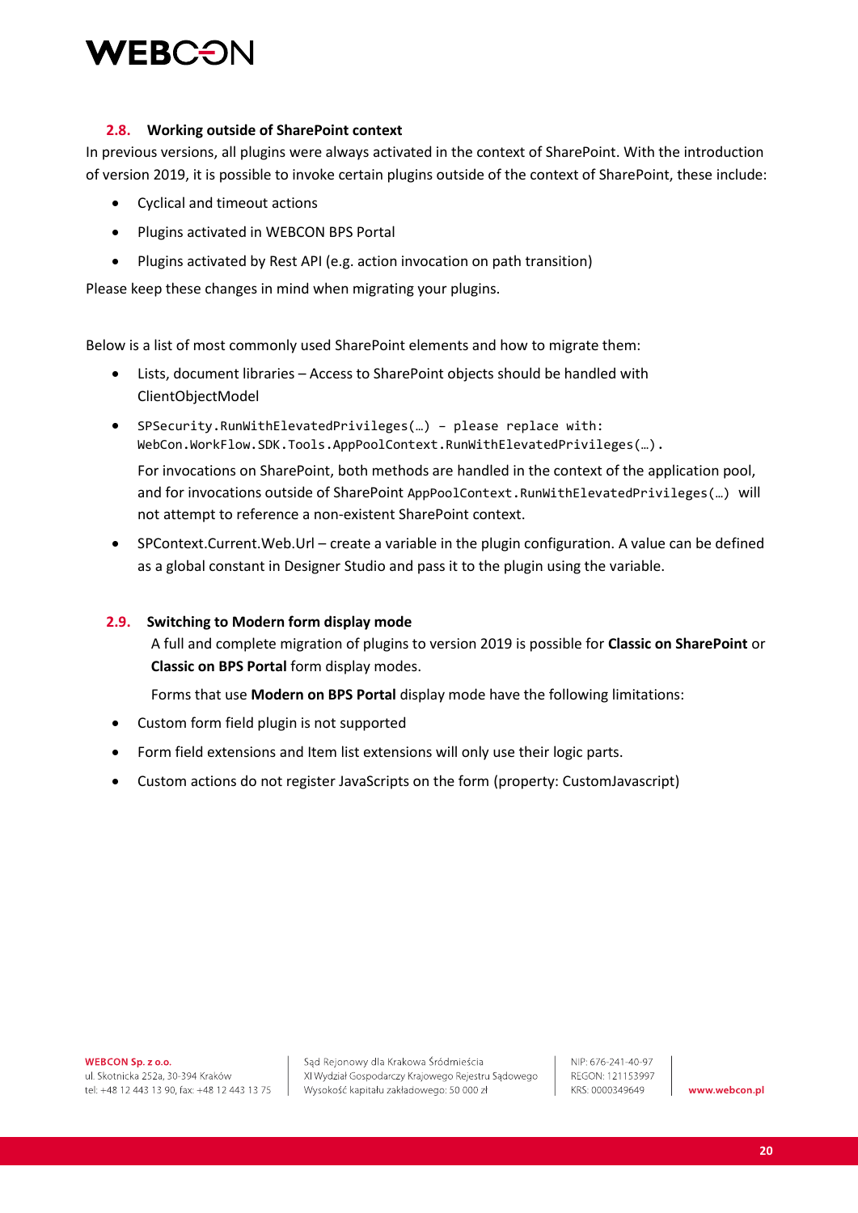### 2.8. Working outside of SharePoint context

In previous versions, all plugins were always activated in the context of SharePoint. With the introduction of version 2019, it is possible to invoke certain plugins outside of the context of SharePoint, these include:

- Cyclical and timeout actions
- Plugins activated in WEBCON BPS Portal
- Plugins activated by Rest API (e.g. action invocation on path transition)

Please keep these changes in mind when migrating your plugins.

Below is a list of most commonly used SharePoint elements and how to migrate them:

- Lists, document libraries – Access to SharePoint objects should be handled with ClientObjectModel
- `SPSecurity.RunWithElevatedPrivileges(…) – please replace with: WebCon.WorkFlow.SDK.Tools.AppPoolContext.RunWithElevatedPrivileges(…).`

  For invocations on SharePoint, both methods are handled in the context of the application pool, and for invocations outside of SharePoint `AppPoolContext.RunWithElevatedPrivileges(…)` will not attempt to reference a non-existent SharePoint context.
- SPContext.Current.Web.Url – create a variable in the plugin configuration. A value can be defined as a global constant in Designer Studio and pass it to the plugin using the variable.

### 2.9. Switching to Modern form display mode

A full and complete migration of plugins to version 2019 is possible for **Classic on SharePoint** or **Classic on BPS Portal** form display modes.

Forms that use **Modern on BPS Portal** display mode have the following limitations:

- Custom form field plugin is not supported
- Form field extensions and Item list extensions will only use their logic parts.
- Custom actions do not register JavaScripts on the form (property: CustomJavascript)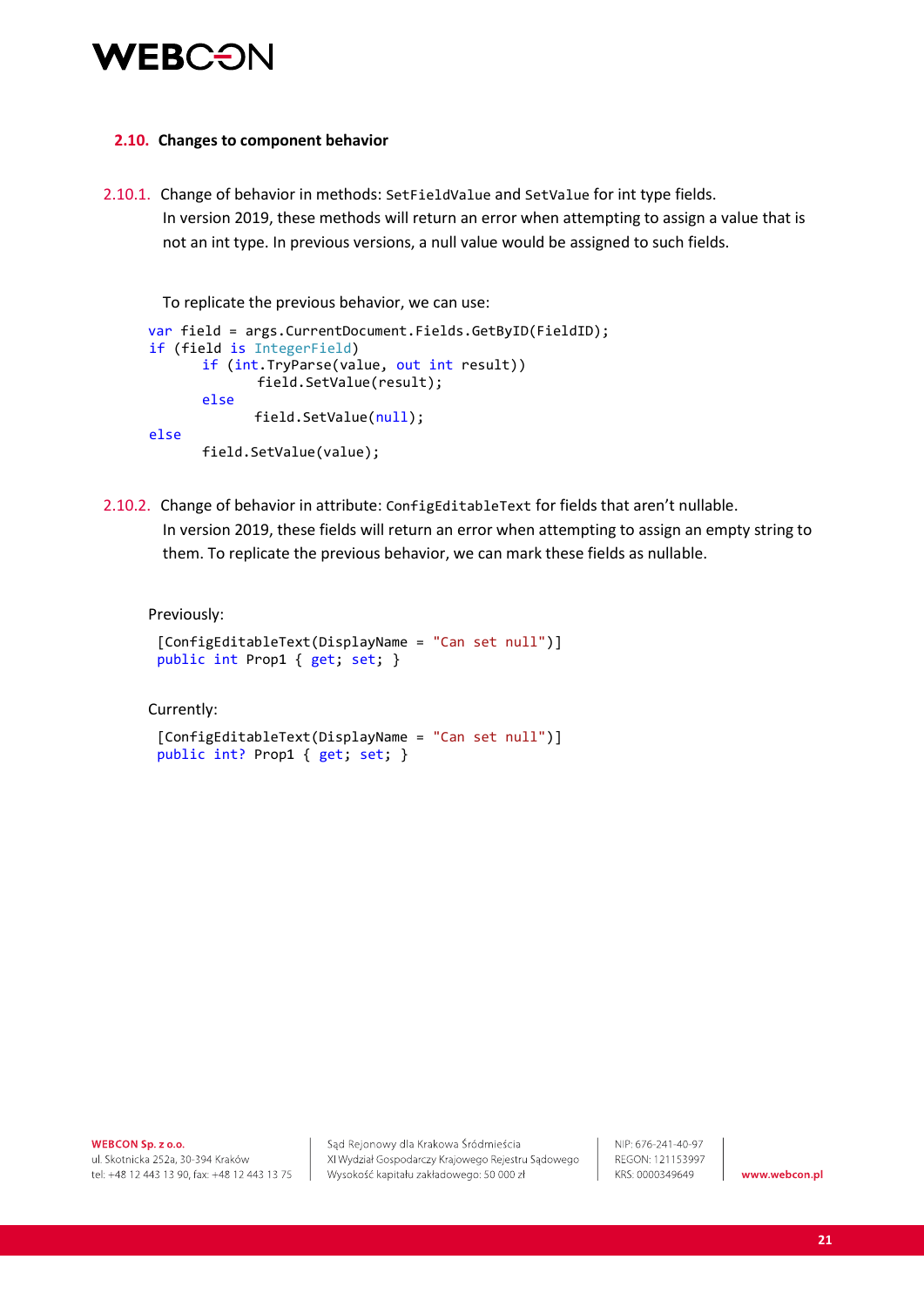## 2.10. Changes to component behavior

2.10.1. Change of behavior in methods: `SetFieldValue` and `SetValue` for int type fields.

In version 2019, these methods will return an error when attempting to assign a value that is not an int type. In previous versions, a null value would be assigned to such fields.

To replicate the previous behavior, we can use:

```
var field = args.CurrentDocument.Fields.GetByID(FieldID);
if (field is IntegerField)
       if (int.TryParse(value, out int result))
               field.SetValue(result);
       else
              field.SetValue(null);
else
       field.SetValue(value);
```

2.10.2. Change of behavior in attribute: `ConfigEditableText` for fields that aren't nullable.

In version 2019, these fields will return an error when attempting to assign an empty string to them. To replicate the previous behavior, we can mark these fields as nullable.

Previously:

```
[ConfigEditableText(DisplayName = "Can set null")]
public int Prop1 { get; set; }
```

Currently:

```
[ConfigEditableText(DisplayName = "Can set null")]
public int? Prop1 { get; set; }
```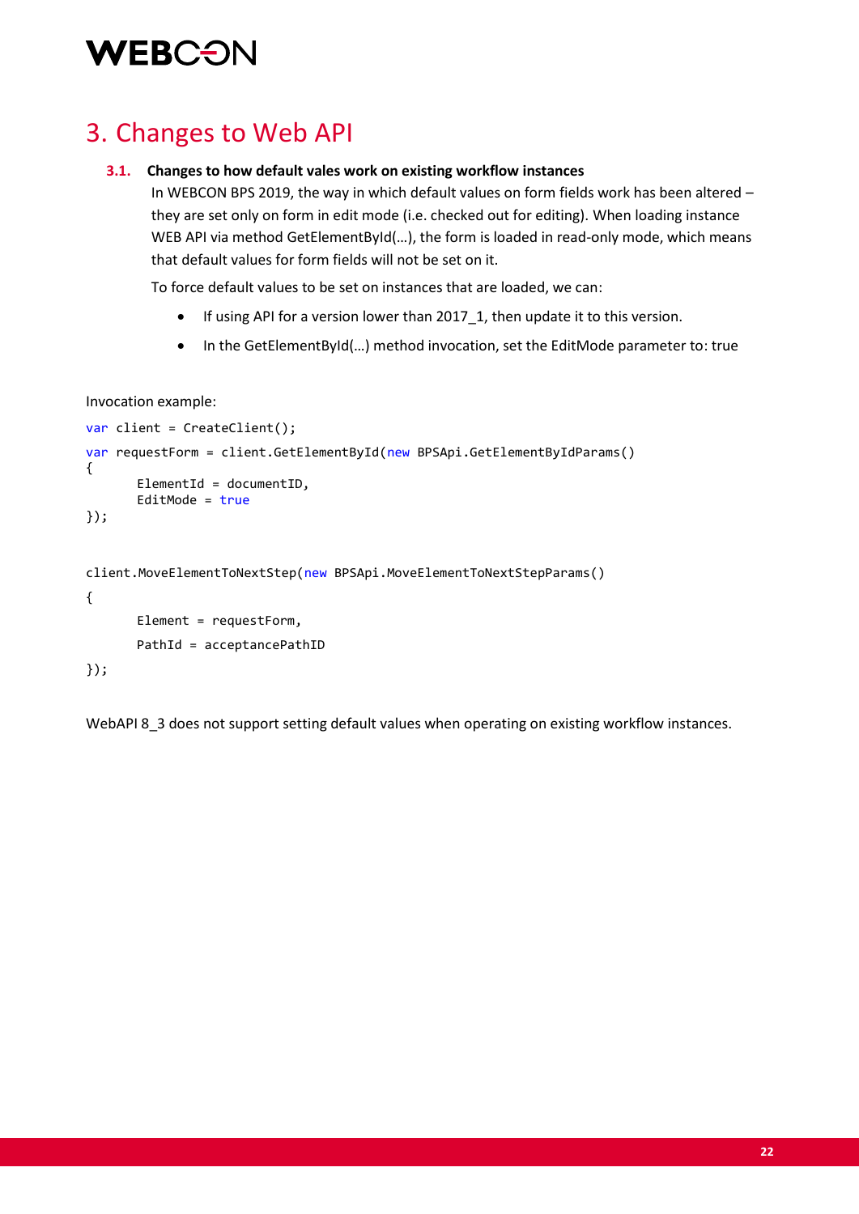# 3. Changes to Web API

### 3.1. Changes to how default vales work on existing workflow instances

In WEBCON BPS 2019, the way in which default values on form fields work has been altered – they are set only on form in edit mode (i.e. checked out for editing). When loading instance WEB API via method GetElementById(…), the form is loaded in read-only mode, which means that default values for form fields will not be set on it.

To force default values to be set on instances that are loaded, we can:

- If using API for a version lower than 2017_1, then update it to this version.
- In the GetElementById(…) method invocation, set the EditMode parameter to: true

Invocation example:

```
var client = CreateClient();
var requestForm = client.GetElementById(new BPSApi.GetElementByIdParams()
{
       ElementId = documentID,
       EditMode = true
});


client.MoveElementToNextStep(new BPSApi.MoveElementToNextStepParams()
{
       Element = requestForm,
       PathId = acceptancePathID
});
```

WebAPI 8_3 does not support setting default values when operating on existing workflow instances.